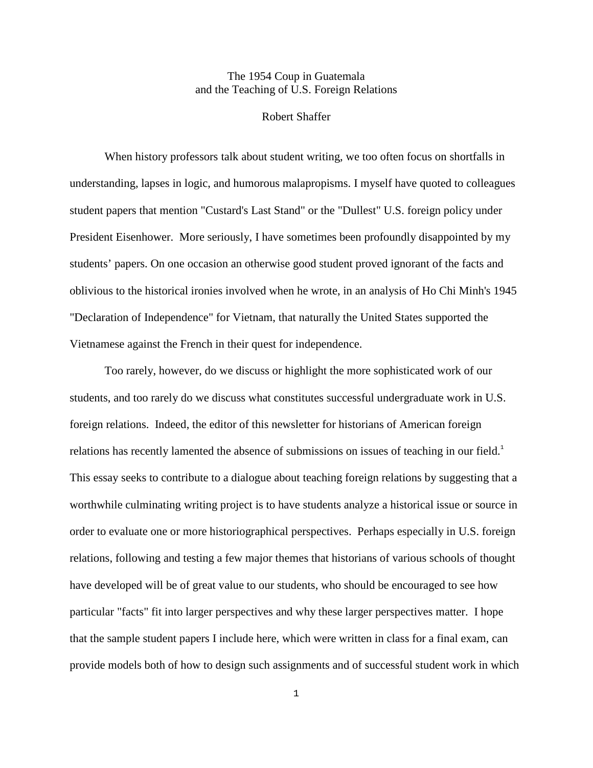# The 1954 Coup in Guatemala and the Teaching of U.S. Foreign Relations

Robert Shaffer

When history professors talk about student writing, we too often focus on shortfalls in understanding, lapses in logic, and humorous malapropisms. I myself have quoted to colleagues student papers that mention "Custard's Last Stand" or the "Dullest" U.S. foreign policy under President Eisenhower. More seriously, I have sometimes been profoundly disappointed by my students' papers. On one occasion an otherwise good student proved ignorant of the facts and oblivious to the historical ironies involved when he wrote, in an analysis of Ho Chi Minh's 1945 "Declaration of Independence" for Vietnam, that naturally the United States supported the Vietnamese against the French in their quest for independence.

Too rarely, however, do we discuss or highlight the more sophisticated work of our students, and too rarely do we discuss what constitutes successful undergraduate work in U.S. foreign relations. Indeed, the editor of this newsletter for historians of American foreign relations has recently lamented the absence of submissions on issues of teaching in our field.[1] This essay seeks to contribute to a dialogue about teaching foreign relations by suggesting that a worthwhile culminating writing project is to have students analyze a historical issue or source in order to evaluate one or more historiographical perspectives. Perhaps especially in U.S. foreign relations, following and testing a few major themes that historians of various schools of thought have developed will be of great value to our students, who should be encouraged to see how particular "facts" fit into larger perspectives and why these larger perspectives matter. I hope that the sample student papers I include here, which were written in class for a final exam, can provide models both of how to design such assignments and of successful student work in which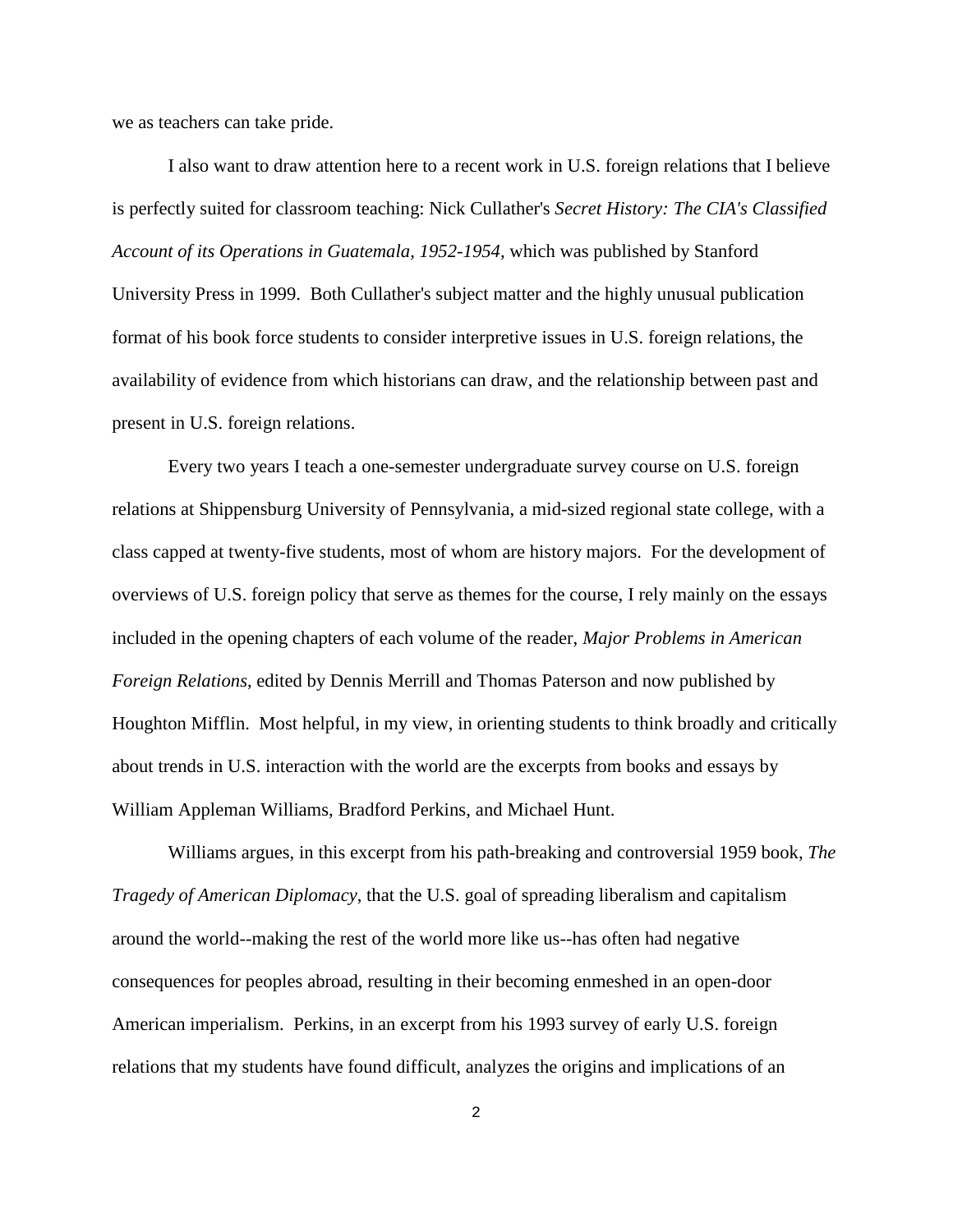we as teachers can take pride.

I also want to draw attention here to a recent work in U.S. foreign relations that I believe is perfectly suited for classroom teaching: Nick Cullather's *Secret History: The CIA's Classified Account of its Operations in Guatemala, 1952-1954,* which was published by Stanford University Press in 1999. Both Cullather's subject matter and the highly unusual publication format of his book force students to consider interpretive issues in U.S. foreign relations, the availability of evidence from which historians can draw, and the relationship between past and present in U.S. foreign relations.

Every two years I teach a one-semester undergraduate survey course on U.S. foreign relations at Shippensburg University of Pennsylvania, a mid-sized regional state college, with a class capped at twenty-five students, most of whom are history majors. For the development of overviews of U.S. foreign policy that serve as themes for the course, I rely mainly on the essays included in the opening chapters of each volume of the reader, *Major Problems in American Foreign Relations*, edited by Dennis Merrill and Thomas Paterson and now published by Houghton Mifflin. Most helpful, in my view, in orienting students to think broadly and critically about trends in U.S. interaction with the world are the excerpts from books and essays by William Appleman Williams, Bradford Perkins, and Michael Hunt.

Williams argues, in this excerpt from his path-breaking and controversial 1959 book, *The Tragedy of American Diplomacy*, that the U.S. goal of spreading liberalism and capitalism around the world--making the rest of the world more like us--has often had negative consequences for peoples abroad, resulting in their becoming enmeshed in an open-door American imperialism. Perkins, in an excerpt from his 1993 survey of early U.S. foreign relations that my students have found difficult, analyzes the origins and implications of an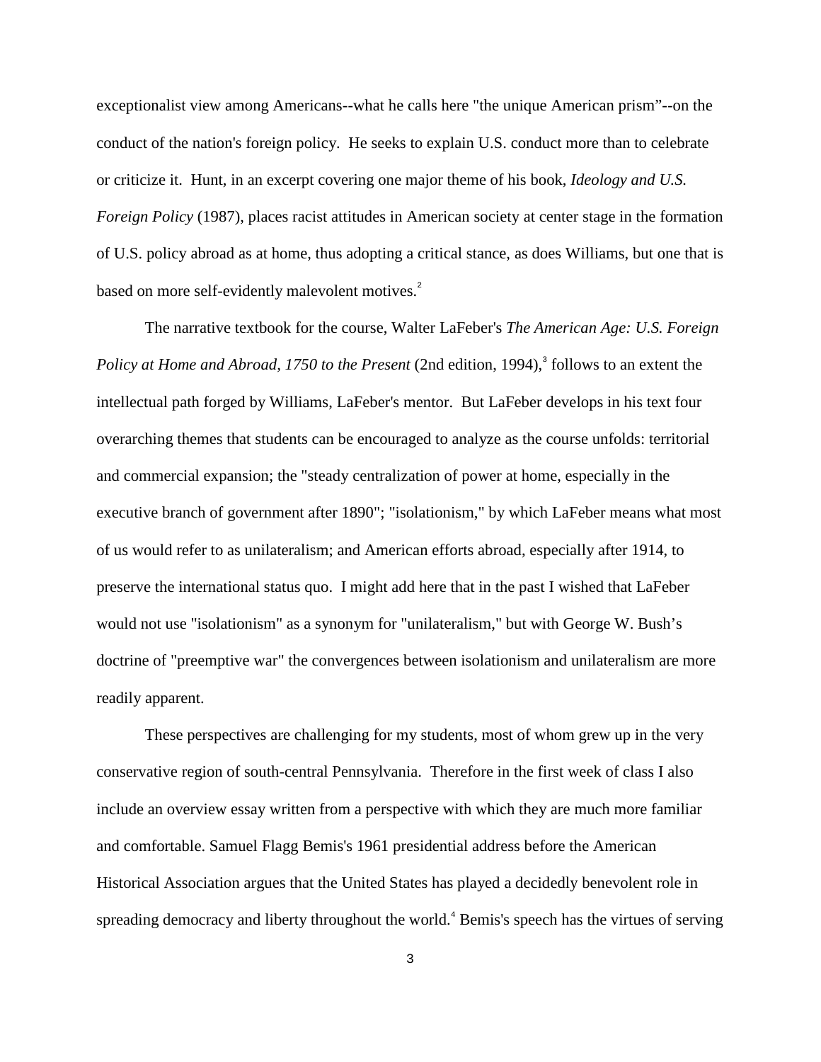exceptionalist view among Americans--what he calls here "the unique American prism”--on the conduct of the nation's foreign policy. He seeks to explain U.S. conduct more than to celebrate or criticize it. Hunt, in an excerpt covering one major theme of his book, *Ideology and U.S. Foreign Policy* (1987), places racist attitudes in American society at center stage in the formation of U.S. policy abroad as at home, thus adopting a critical stance, as does Williams, but one that is based on more self-evidently malevolent motives.[2]

The narrative textbook for the course, Walter LaFeber's *The American Age: U.S. Foreign Policy at Home and Abroad, 1750 to the Present* (2nd edition, 1994),[3] follows to an extent the intellectual path forged by Williams, LaFeber's mentor. But LaFeber develops in his text four overarching themes that students can be encouraged to analyze as the course unfolds: territorial and commercial expansion; the "steady centralization of power at home, especially in the executive branch of government after 1890"; "isolationism," by which LaFeber means what most of us would refer to as unilateralism; and American efforts abroad, especially after 1914, to preserve the international status quo. I might add here that in the past I wished that LaFeber would not use "isolationism" as a synonym for "unilateralism," but with George W. Bush’s doctrine of "preemptive war" the convergences between isolationism and unilateralism are more readily apparent.

These perspectives are challenging for my students, most of whom grew up in the very conservative region of south-central Pennsylvania. Therefore in the first week of class I also include an overview essay written from a perspective with which they are much more familiar and comfortable. Samuel Flagg Bemis's 1961 presidential address before the American Historical Association argues that the United States has played a decidedly benevolent role in spreading democracy and liberty throughout the world.[4] Bemis's speech has the virtues of serving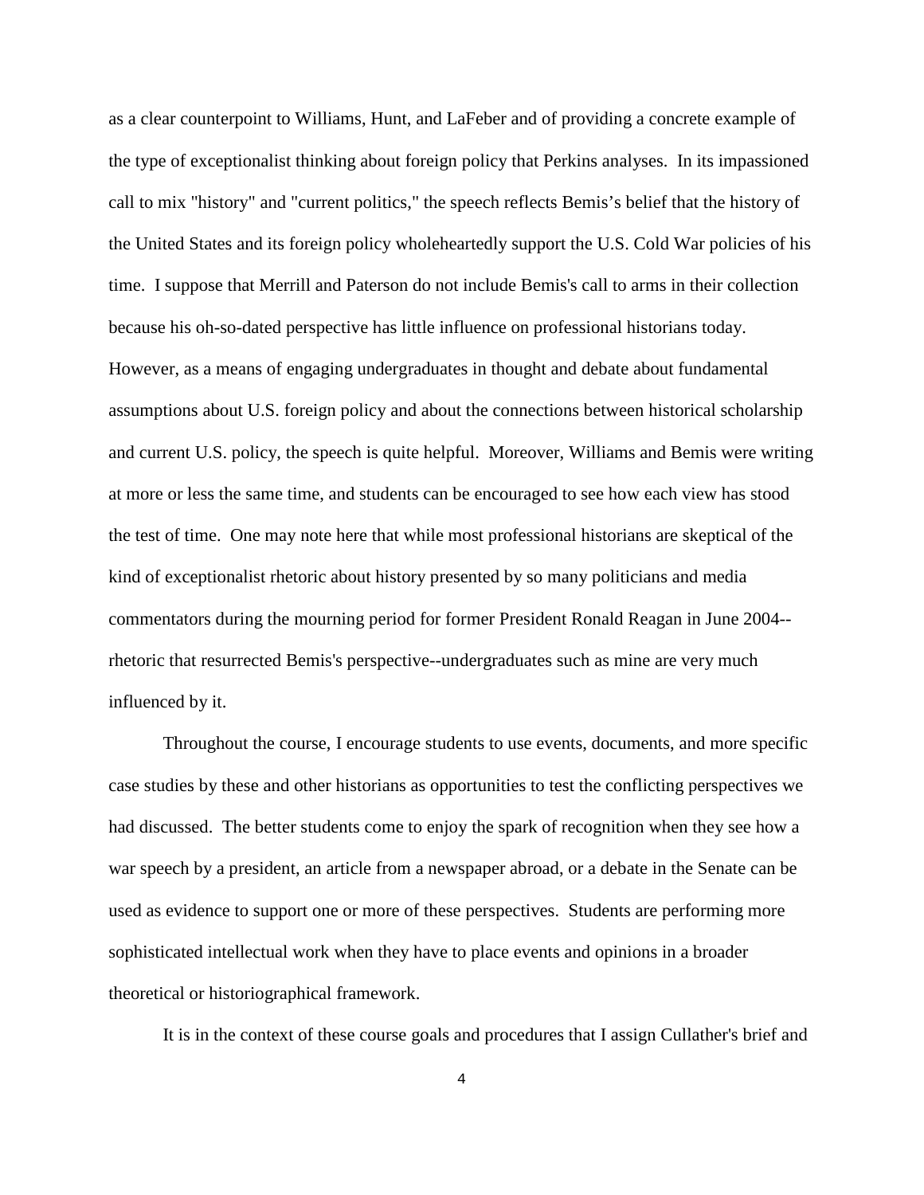as a clear counterpoint to Williams, Hunt, and LaFeber and of providing a concrete example of the type of exceptionalist thinking about foreign policy that Perkins analyses. In its impassioned call to mix "history" and "current politics," the speech reflects Bemis's belief that the history of the United States and its foreign policy wholeheartedly support the U.S. Cold War policies of his time. I suppose that Merrill and Paterson do not include Bemis's call to arms in their collection because his oh-so-dated perspective has little influence on professional historians today. However, as a means of engaging undergraduates in thought and debate about fundamental assumptions about U.S. foreign policy and about the connections between historical scholarship and current U.S. policy, the speech is quite helpful. Moreover, Williams and Bemis were writing at more or less the same time, and students can be encouraged to see how each view has stood the test of time. One may note here that while most professional historians are skeptical of the kind of exceptionalist rhetoric about history presented by so many politicians and media commentators during the mourning period for former President Ronald Reagan in June 2004--rhetoric that resurrected Bemis's perspective--undergraduates such as mine are very much influenced by it.

Throughout the course, I encourage students to use events, documents, and more specific case studies by these and other historians as opportunities to test the conflicting perspectives we had discussed. The better students come to enjoy the spark of recognition when they see how a war speech by a president, an article from a newspaper abroad, or a debate in the Senate can be used as evidence to support one or more of these perspectives. Students are performing more sophisticated intellectual work when they have to place events and opinions in a broader theoretical or historiographical framework.

It is in the context of these course goals and procedures that I assign Cullather's brief and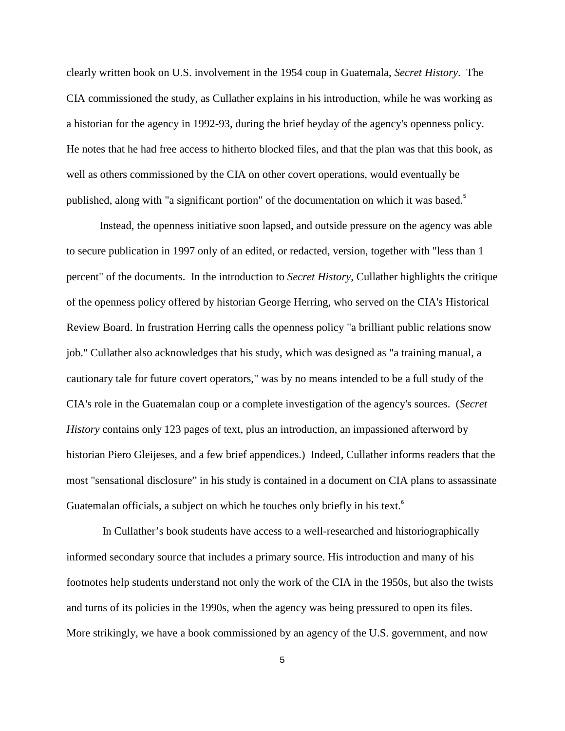clearly written book on U.S. involvement in the 1954 coup in Guatemala, *Secret History*. The CIA commissioned the study, as Cullather explains in his introduction, while he was working as a historian for the agency in 1992-93, during the brief heyday of the agency's openness policy. He notes that he had free access to hitherto blocked files, and that the plan was that this book, as well as others commissioned by the CIA on other covert operations, would eventually be published, along with "a significant portion" of the documentation on which it was based.[5]

Instead, the openness initiative soon lapsed, and outside pressure on the agency was able to secure publication in 1997 only of an edited, or redacted, version, together with "less than 1 percent" of the documents. In the introduction to *Secret History*, Cullather highlights the critique of the openness policy offered by historian George Herring, who served on the CIA's Historical Review Board. In frustration Herring calls the openness policy "a brilliant public relations snow job." Cullather also acknowledges that his study, which was designed as "a training manual, a cautionary tale for future covert operators," was by no means intended to be a full study of the CIA's role in the Guatemalan coup or a complete investigation of the agency's sources. (*Secret History* contains only 123 pages of text, plus an introduction, an impassioned afterword by historian Piero Gleijeses, and a few brief appendices.) Indeed, Cullather informs readers that the most "sensational disclosure" in his study is contained in a document on CIA plans to assassinate Guatemalan officials, a subject on which he touches only briefly in his text.[6]

In Cullather's book students have access to a well-researched and historiographically informed secondary source that includes a primary source. His introduction and many of his footnotes help students understand not only the work of the CIA in the 1950s, but also the twists and turns of its policies in the 1990s, when the agency was being pressured to open its files. More strikingly, we have a book commissioned by an agency of the U.S. government, and now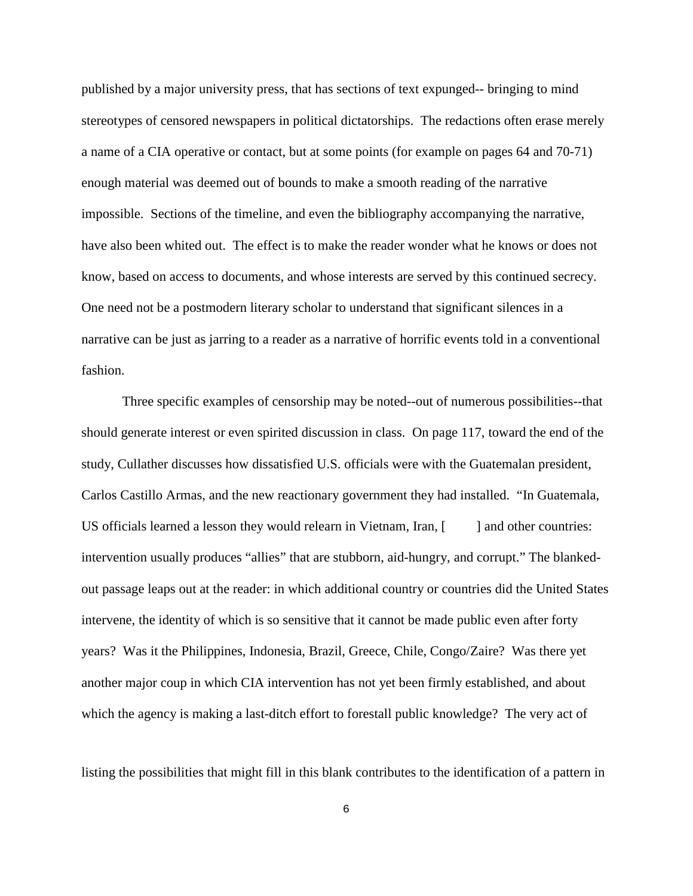published by a major university press, that has sections of text expunged-- bringing to mind stereotypes of censored newspapers in political dictatorships. The redactions often erase merely a name of a CIA operative or contact, but at some points (for example on pages 64 and 70-71) enough material was deemed out of bounds to make a smooth reading of the narrative impossible. Sections of the timeline, and even the bibliography accompanying the narrative, have also been whited out. The effect is to make the reader wonder what he knows or does not know, based on access to documents, and whose interests are served by this continued secrecy. One need not be a postmodern literary scholar to understand that significant silences in a narrative can be just as jarring to a reader as a narrative of horrific events told in a conventional fashion.

Three specific examples of censorship may be noted--out of numerous possibilities--that should generate interest or even spirited discussion in class. On page 117, toward the end of the study, Cullather discusses how dissatisfied U.S. officials were with the Guatemalan president, Carlos Castillo Armas, and the new reactionary government they had installed. "In Guatemala, US officials learned a lesson they would relearn in Vietnam, Iran, [ ] and other countries: intervention usually produces "allies" that are stubborn, aid-hungry, and corrupt." The blanked-out passage leaps out at the reader: in which additional country or countries did the United States intervene, the identity of which is so sensitive that it cannot be made public even after forty years? Was it the Philippines, Indonesia, Brazil, Greece, Chile, Congo/Zaire? Was there yet another major coup in which CIA intervention has not yet been firmly established, and about which the agency is making a last-ditch effort to forestall public knowledge? The very act of listing the possibilities that might fill in this blank contributes to the identification of a pattern in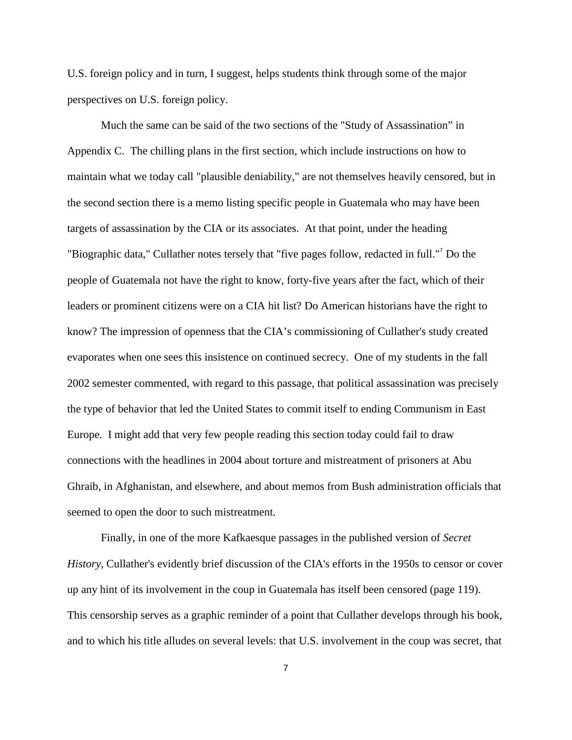U.S. foreign policy and in turn, I suggest, helps students think through some of the major perspectives on U.S. foreign policy.

Much the same can be said of the two sections of the "Study of Assassination" in Appendix C. The chilling plans in the first section, which include instructions on how to maintain what we today call "plausible deniability," are not themselves heavily censored, but in the second section there is a memo listing specific people in Guatemala who may have been targets of assassination by the CIA or its associates. At that point, under the heading "Biographic data," Cullather notes tersely that "five pages follow, redacted in full."[7] Do the people of Guatemala not have the right to know, forty-five years after the fact, which of their leaders or prominent citizens were on a CIA hit list? Do American historians have the right to know? The impression of openness that the CIA's commissioning of Cullather's study created evaporates when one sees this insistence on continued secrecy. One of my students in the fall 2002 semester commented, with regard to this passage, that political assassination was precisely the type of behavior that led the United States to commit itself to ending Communism in East Europe. I might add that very few people reading this section today could fail to draw connections with the headlines in 2004 about torture and mistreatment of prisoners at Abu Ghraib, in Afghanistan, and elsewhere, and about memos from Bush administration officials that seemed to open the door to such mistreatment.

Finally, in one of the more Kafkaesque passages in the published version of *Secret History*, Cullather's evidently brief discussion of the CIA's efforts in the 1950s to censor or cover up any hint of its involvement in the coup in Guatemala has itself been censored (page 119). This censorship serves as a graphic reminder of a point that Cullather develops through his book, and to which his title alludes on several levels: that U.S. involvement in the coup was secret, that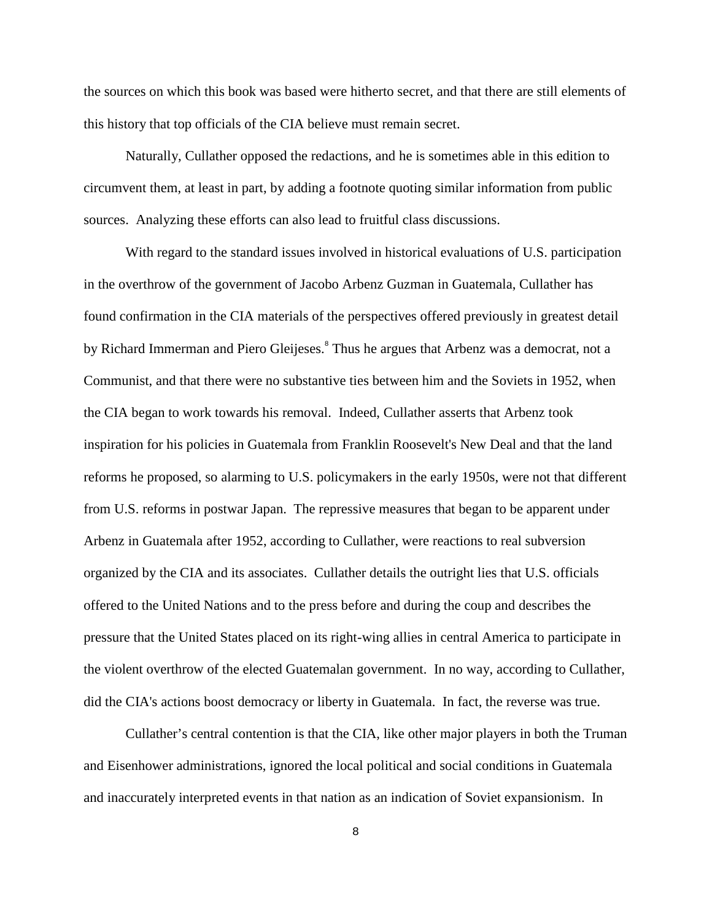the sources on which this book was based were hitherto secret, and that there are still elements of this history that top officials of the CIA believe must remain secret.

Naturally, Cullather opposed the redactions, and he is sometimes able in this edition to circumvent them, at least in part, by adding a footnote quoting similar information from public sources. Analyzing these efforts can also lead to fruitful class discussions.

With regard to the standard issues involved in historical evaluations of U.S. participation in the overthrow of the government of Jacobo Arbenz Guzman in Guatemala, Cullather has found confirmation in the CIA materials of the perspectives offered previously in greatest detail by Richard Immerman and Piero Gleijeses.[8] Thus he argues that Arbenz was a democrat, not a Communist, and that there were no substantive ties between him and the Soviets in 1952, when the CIA began to work towards his removal. Indeed, Cullather asserts that Arbenz took inspiration for his policies in Guatemala from Franklin Roosevelt's New Deal and that the land reforms he proposed, so alarming to U.S. policymakers in the early 1950s, were not that different from U.S. reforms in postwar Japan. The repressive measures that began to be apparent under Arbenz in Guatemala after 1952, according to Cullather, were reactions to real subversion organized by the CIA and its associates. Cullather details the outright lies that U.S. officials offered to the United Nations and to the press before and during the coup and describes the pressure that the United States placed on its right-wing allies in central America to participate in the violent overthrow of the elected Guatemalan government. In no way, according to Cullather, did the CIA's actions boost democracy or liberty in Guatemala. In fact, the reverse was true.

Cullather's central contention is that the CIA, like other major players in both the Truman and Eisenhower administrations, ignored the local political and social conditions in Guatemala and inaccurately interpreted events in that nation as an indication of Soviet expansionism. In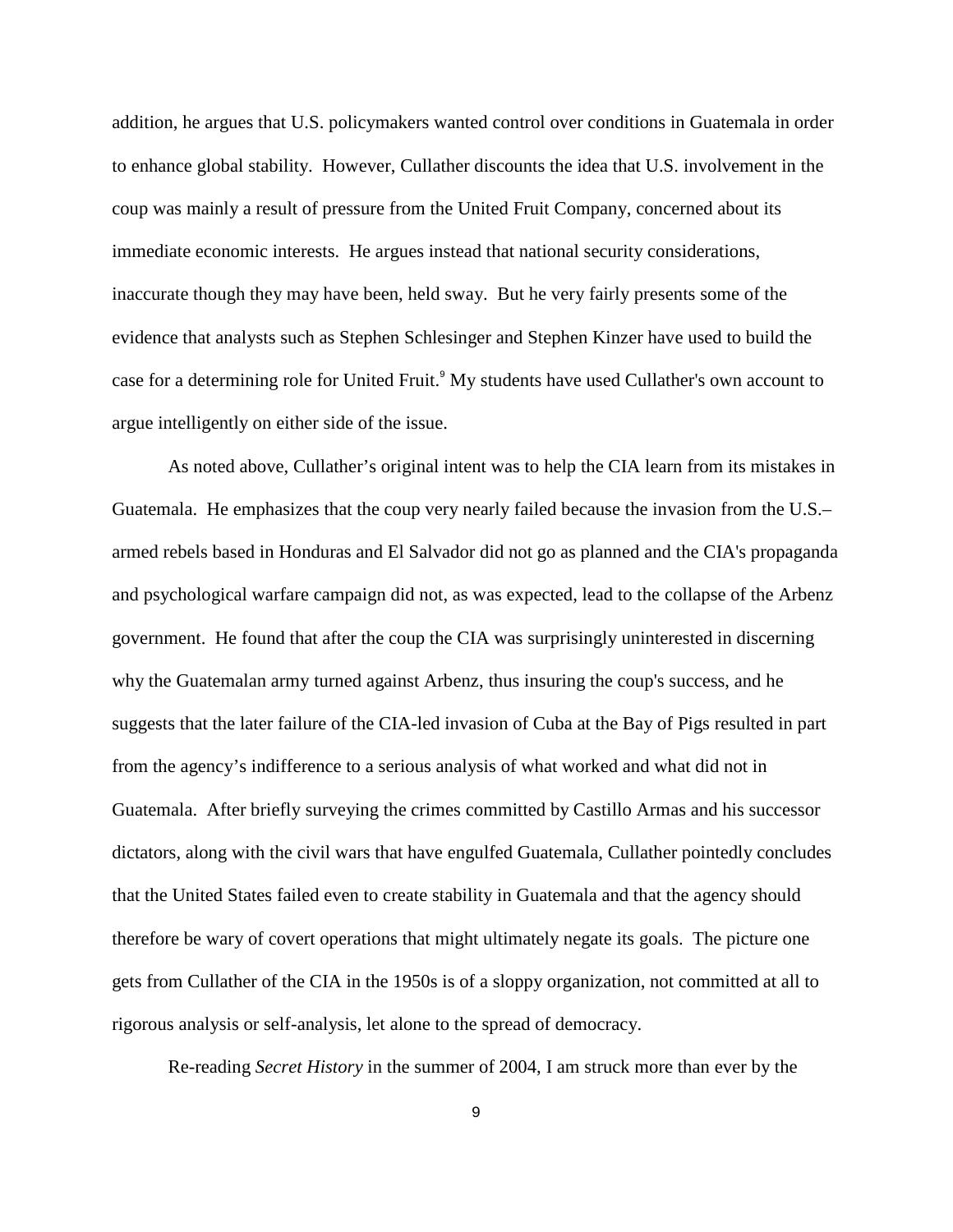addition, he argues that U.S. policymakers wanted control over conditions in Guatemala in order to enhance global stability. However, Cullather discounts the idea that U.S. involvement in the coup was mainly a result of pressure from the United Fruit Company, concerned about its immediate economic interests. He argues instead that national security considerations, inaccurate though they may have been, held sway. But he very fairly presents some of the evidence that analysts such as Stephen Schlesinger and Stephen Kinzer have used to build the case for a determining role for United Fruit.[9] My students have used Cullather's own account to argue intelligently on either side of the issue.

As noted above, Cullather's original intent was to help the CIA learn from its mistakes in Guatemala. He emphasizes that the coup very nearly failed because the invasion from the U.S.–armed rebels based in Honduras and El Salvador did not go as planned and the CIA's propaganda and psychological warfare campaign did not, as was expected, lead to the collapse of the Arbenz government. He found that after the coup the CIA was surprisingly uninterested in discerning why the Guatemalan army turned against Arbenz, thus insuring the coup's success, and he suggests that the later failure of the CIA-led invasion of Cuba at the Bay of Pigs resulted in part from the agency's indifference to a serious analysis of what worked and what did not in Guatemala. After briefly surveying the crimes committed by Castillo Armas and his successor dictators, along with the civil wars that have engulfed Guatemala, Cullather pointedly concludes that the United States failed even to create stability in Guatemala and that the agency should therefore be wary of covert operations that might ultimately negate its goals. The picture one gets from Cullather of the CIA in the 1950s is of a sloppy organization, not committed at all to rigorous analysis or self-analysis, let alone to the spread of democracy.

Re-reading *Secret History* in the summer of 2004, I am struck more than ever by the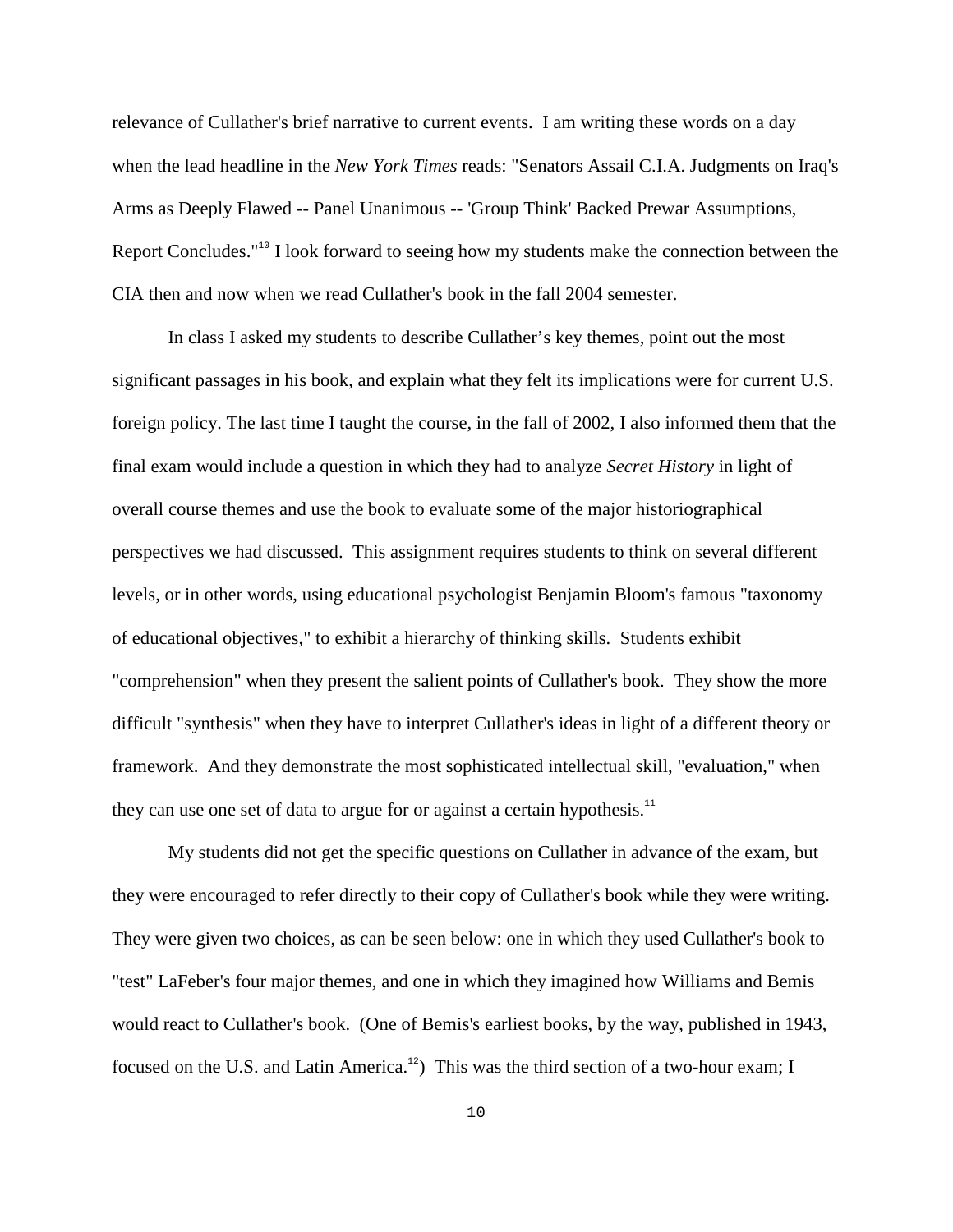relevance of Cullather's brief narrative to current events. I am writing these words on a day when the lead headline in the *New York Times* reads: "Senators Assail C.I.A. Judgments on Iraq's Arms as Deeply Flawed -- Panel Unanimous -- 'Group Think' Backed Prewar Assumptions, Report Concludes."[10] I look forward to seeing how my students make the connection between the CIA then and now when we read Cullather's book in the fall 2004 semester.

In class I asked my students to describe Cullather's key themes, point out the most significant passages in his book, and explain what they felt its implications were for current U.S. foreign policy. The last time I taught the course, in the fall of 2002, I also informed them that the final exam would include a question in which they had to analyze *Secret History* in light of overall course themes and use the book to evaluate some of the major historiographical perspectives we had discussed. This assignment requires students to think on several different levels, or in other words, using educational psychologist Benjamin Bloom's famous "taxonomy of educational objectives," to exhibit a hierarchy of thinking skills. Students exhibit "comprehension" when they present the salient points of Cullather's book. They show the more difficult "synthesis" when they have to interpret Cullather's ideas in light of a different theory or framework. And they demonstrate the most sophisticated intellectual skill, "evaluation," when they can use one set of data to argue for or against a certain hypothesis.[11]

My students did not get the specific questions on Cullather in advance of the exam, but they were encouraged to refer directly to their copy of Cullather's book while they were writing. They were given two choices, as can be seen below: one in which they used Cullather's book to "test" LaFeber's four major themes, and one in which they imagined how Williams and Bemis would react to Cullather's book. (One of Bemis's earliest books, by the way, published in 1943, focused on the U.S. and Latin America.[12]) This was the third section of a two-hour exam; I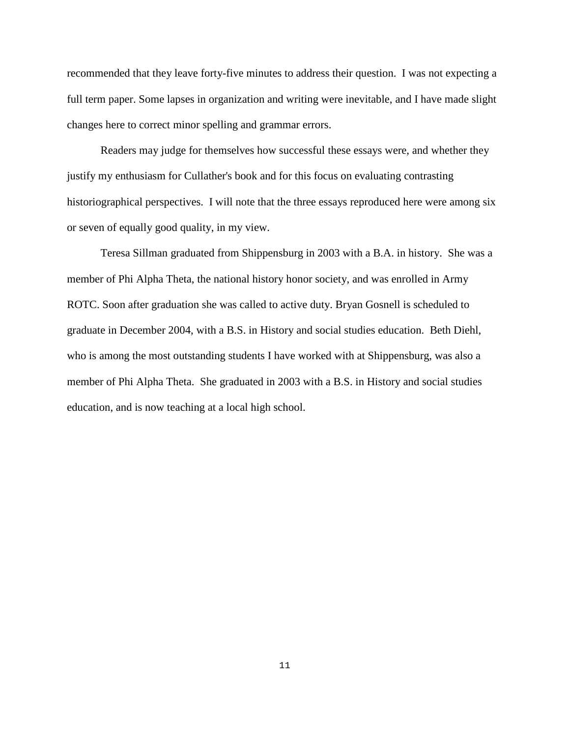recommended that they leave forty-five minutes to address their question. I was not expecting a full term paper. Some lapses in organization and writing were inevitable, and I have made slight changes here to correct minor spelling and grammar errors.

Readers may judge for themselves how successful these essays were, and whether they justify my enthusiasm for Cullather's book and for this focus on evaluating contrasting historiographical perspectives. I will note that the three essays reproduced here were among six or seven of equally good quality, in my view.

Teresa Sillman graduated from Shippensburg in 2003 with a B.A. in history. She was a member of Phi Alpha Theta, the national history honor society, and was enrolled in Army ROTC. Soon after graduation she was called to active duty. Bryan Gosnell is scheduled to graduate in December 2004, with a B.S. in History and social studies education. Beth Diehl, who is among the most outstanding students I have worked with at Shippensburg, was also a member of Phi Alpha Theta. She graduated in 2003 with a B.S. in History and social studies education, and is now teaching at a local high school.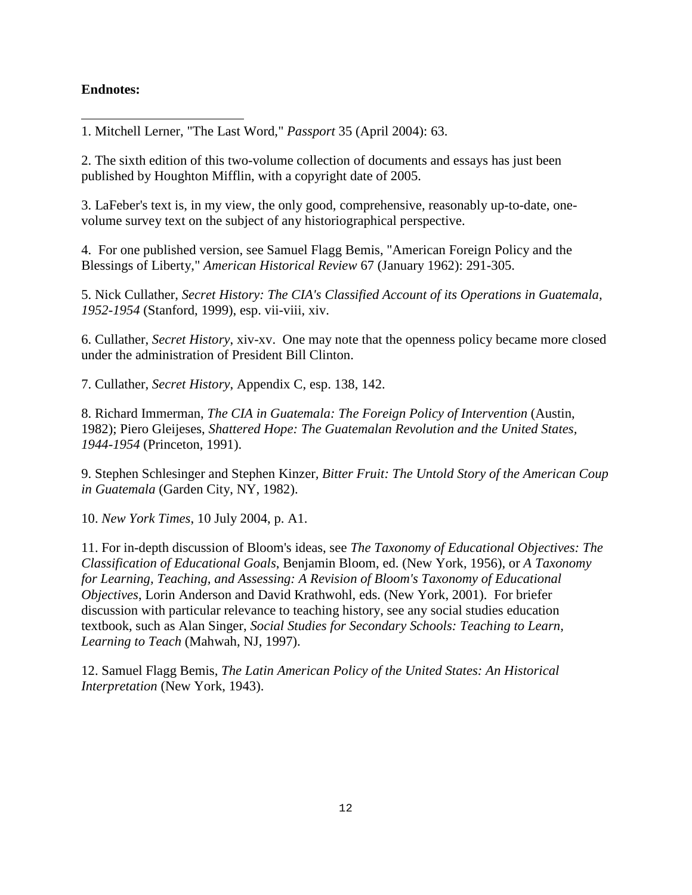**Endnotes:**

1. Mitchell Lerner, "The Last Word," *Passport* 35 (April 2004): 63.

2. The sixth edition of this two-volume collection of documents and essays has just been published by Houghton Mifflin, with a copyright date of 2005.

3. LaFeber's text is, in my view, the only good, comprehensive, reasonably up-to-date, one-volume survey text on the subject of any historiographical perspective.

4. For one published version, see Samuel Flagg Bemis, "American Foreign Policy and the Blessings of Liberty," *American Historical Review* 67 (January 1962): 291-305.

5. Nick Cullather, *Secret History: The CIA's Classified Account of its Operations in Guatemala, 1952-1954* (Stanford, 1999), esp. vii-viii, xiv.

6. Cullather, *Secret History*, xiv-xv. One may note that the openness policy became more closed under the administration of President Bill Clinton.

7. Cullather, *Secret History*, Appendix C, esp. 138, 142.

8. Richard Immerman, *The CIA in Guatemala: The Foreign Policy of Intervention* (Austin, 1982); Piero Gleijeses, *Shattered Hope: The Guatemalan Revolution and the United States, 1944-1954* (Princeton, 1991).

9. Stephen Schlesinger and Stephen Kinzer, *Bitter Fruit: The Untold Story of the American Coup in Guatemala* (Garden City, NY, 1982).

10. *New York Times*, 10 July 2004, p. A1.

11. For in-depth discussion of Bloom's ideas, see *The Taxonomy of Educational Objectives: The Classification of Educational Goals*, Benjamin Bloom, ed. (New York, 1956), or *A Taxonomy for Learning, Teaching, and Assessing: A Revision of Bloom's Taxonomy of Educational Objectives*, Lorin Anderson and David Krathwohl, eds. (New York, 2001). For briefer discussion with particular relevance to teaching history, see any social studies education textbook, such as Alan Singer, *Social Studies for Secondary Schools: Teaching to Learn, Learning to Teach* (Mahwah, NJ, 1997).

12. Samuel Flagg Bemis, *The Latin American Policy of the United States: An Historical Interpretation* (New York, 1943).